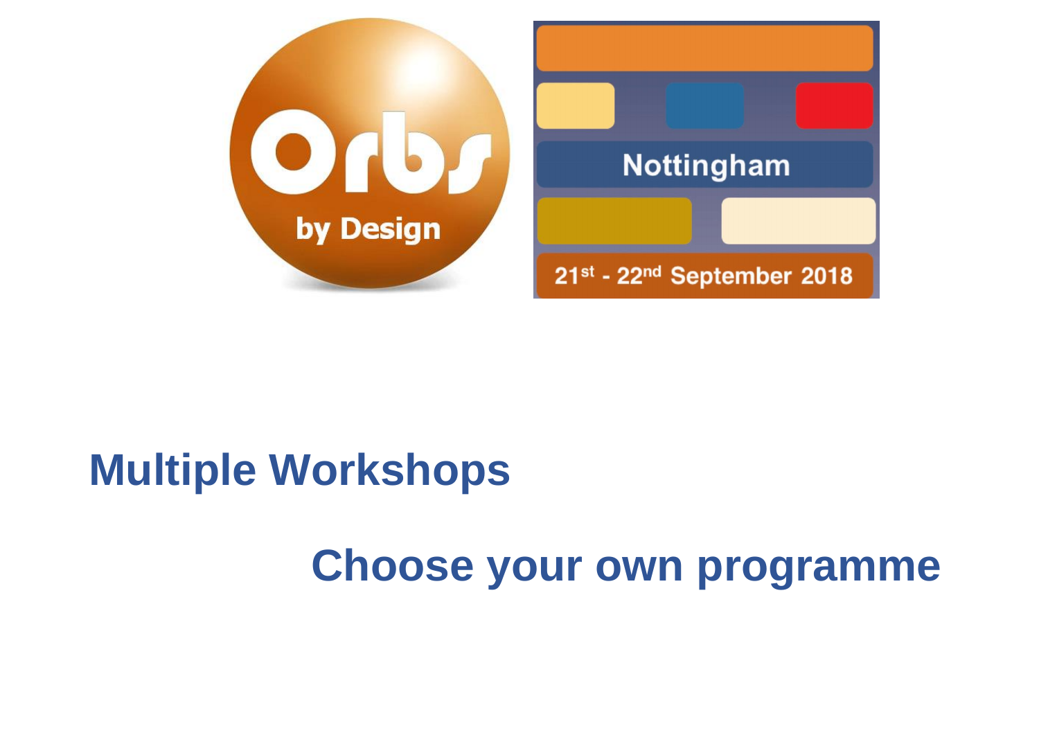Orbs by Design

Nottingham

21st - 22nd September 2018

# Multiple Workshops

## Choose your own programme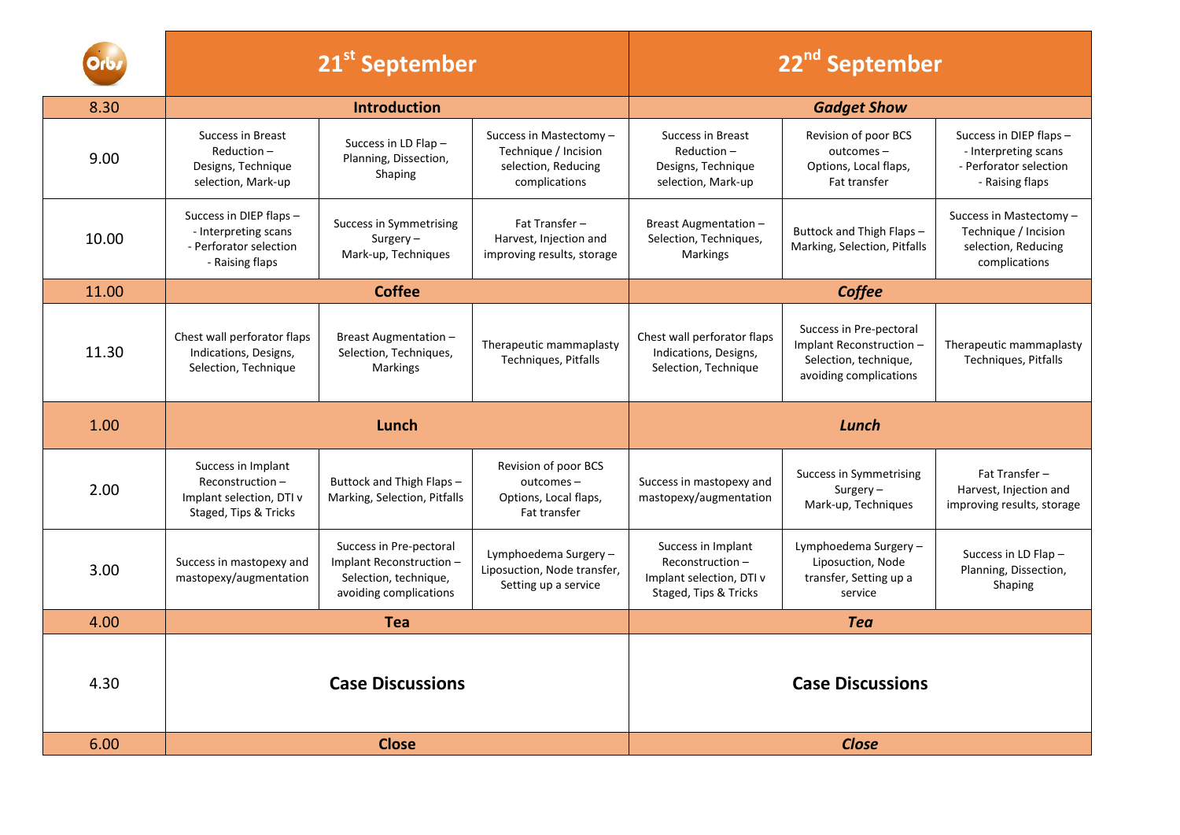| Orbs | 21st September | | | 22nd September | | |
|---|---|---|---|---|---|---|
| 8.30 | **Introduction** | | | ***Gadget Show*** | | |
| 9.00 | Success in Breast Reduction – Designs, Technique selection, Mark-up | Success in LD Flap – Planning, Dissection, Shaping | Success in Mastectomy – Technique / Incision selection, Reducing complications | Success in Breast Reduction – Designs, Technique selection, Mark-up | Revision of poor BCS outcomes – Options, Local flaps, Fat transfer | Success in DIEP flaps – - Interpreting scans - Perforator selection - Raising flaps |
| 10.00 | Success in DIEP flaps – - Interpreting scans - Perforator selection - Raising flaps | Success in Symmetrising Surgery – Mark-up, Techniques | Fat Transfer – Harvest, Injection and improving results, storage | Breast Augmentation – Selection, Techniques, Markings | Buttock and Thigh Flaps – Marking, Selection, Pitfalls | Success in Mastectomy – Technique / Incision selection, Reducing complications |
| 11.00 | **Coffee** | | | ***Coffee*** | | |
| 11.30 | Chest wall perforator flaps Indications, Designs, Selection, Technique | Breast Augmentation – Selection, Techniques, Markings | Therapeutic mammaplasty Techniques, Pitfalls | Chest wall perforator flaps Indications, Designs, Selection, Technique | Success in Pre-pectoral Implant Reconstruction – Selection, technique, avoiding complications | Therapeutic mammaplasty Techniques, Pitfalls |
| 1.00 | **Lunch** | | | ***Lunch*** | | |
| 2.00 | Success in Implant Reconstruction – Implant selection, DTI v Staged, Tips & Tricks | Buttock and Thigh Flaps – Marking, Selection, Pitfalls | Revision of poor BCS outcomes – Options, Local flaps, Fat transfer | Success in mastopexy and mastopexy/augmentation | Success in Symmetrising Surgery – Mark-up, Techniques | Fat Transfer – Harvest, Injection and improving results, storage |
| 3.00 | Success in mastopexy and mastopexy/augmentation | Success in Pre-pectoral Implant Reconstruction – Selection, technique, avoiding complications | Lymphoedema Surgery – Liposuction, Node transfer, Setting up a service | Success in Implant Reconstruction – Implant selection, DTI v Staged, Tips & Tricks | Lymphoedema Surgery – Liposuction, Node transfer, Setting up a service | Success in LD Flap – Planning, Dissection, Shaping |
| 4.00 | **Tea** | | | ***Tea*** | | |
| 4.30 | **Case Discussions** | | | **Case Discussions** | | |
| 6.00 | **Close** | | | ***Close*** | | |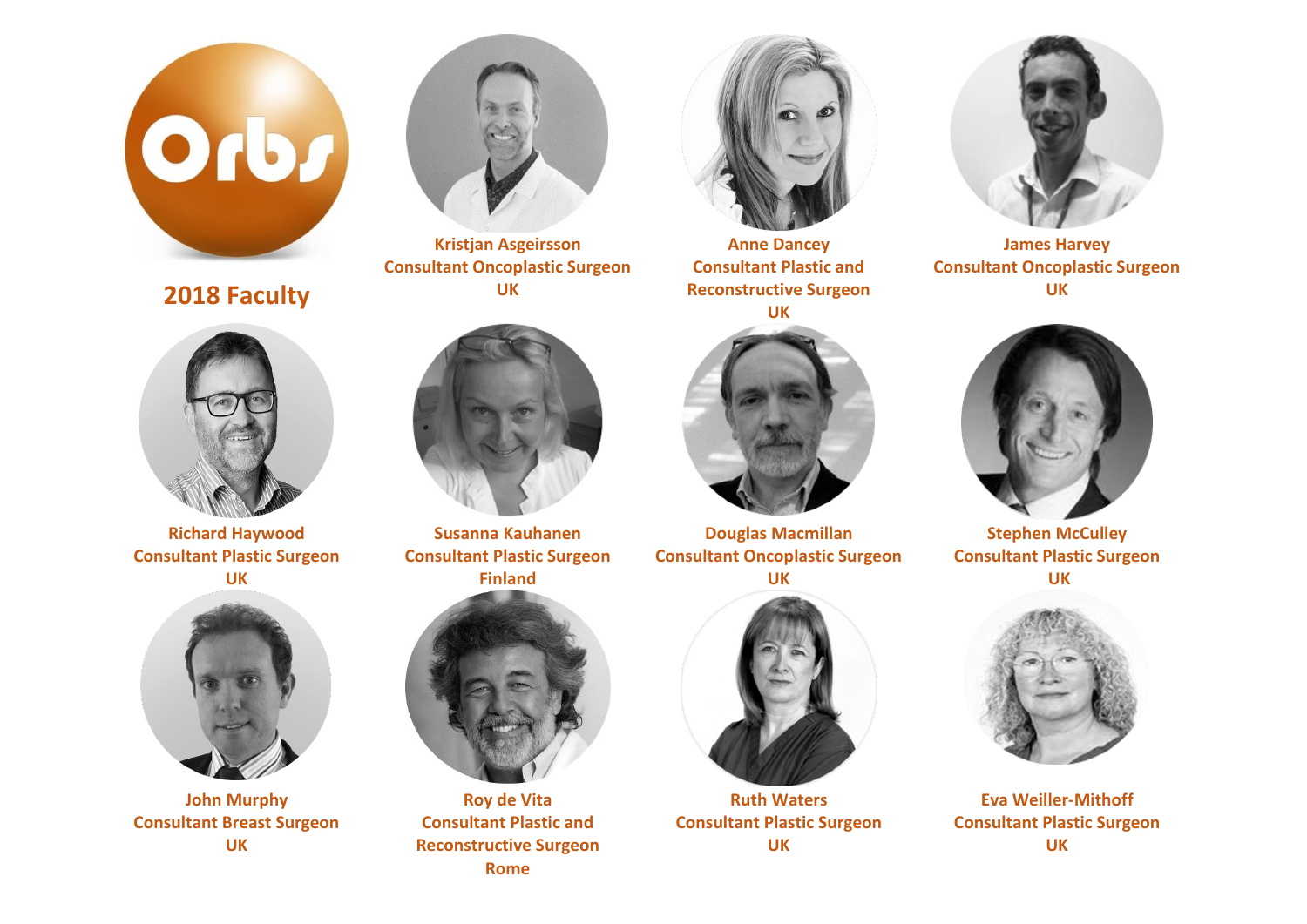Orbs

## 2018 Faculty

**Kristjan Asgeirsson**
**Consultant Oncoplastic Surgeon**
**UK**

**Anne Dancey**
**Consultant Plastic and Reconstructive Surgeon**
**UK**

**James Harvey**
**Consultant Oncoplastic Surgeon**
**UK**

**Richard Haywood**
**Consultant Plastic Surgeon**
**UK**

**Susanna Kauhanen**
**Consultant Plastic Surgeon**
**Finland**

**Douglas Macmillan**
**Consultant Oncoplastic Surgeon**
**UK**

**Stephen McCulley**
**Consultant Plastic Surgeon**
**UK**

**John Murphy**
**Consultant Breast Surgeon**
**UK**

**Roy de Vita**
**Consultant Plastic and Reconstructive Surgeon**
**Rome**

**Ruth Waters**
**Consultant Plastic Surgeon**
**UK**

**Eva Weiller-Mithoff**
**Consultant Plastic Surgeon**
**UK**